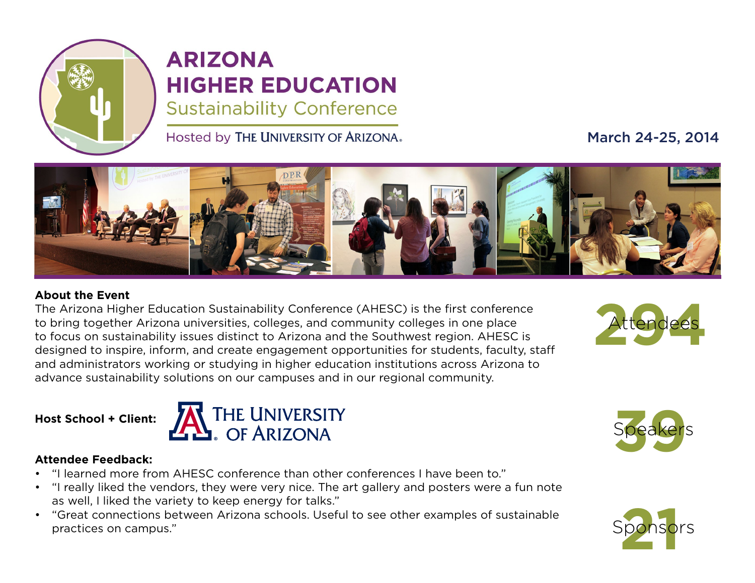# ARIZONA HIGHER EDUCATION
## Sustainability Conference

Hosted by THE UNIVERSITY OF ARIZONA®

March 24-25, 2014

### About the Event

The Arizona Higher Education Sustainability Conference (AHESC) is the first conference to bring together Arizona universities, colleges, and community colleges in one place to focus on sustainability issues distinct to Arizona and the Southwest region. AHESC is designed to inspire, inform, and create engagement opportunities for students, faculty, staff and administrators working or studying in higher education institutions across Arizona to advance sustainability solutions on our campuses and in our regional community.

**294** Attendees

**39** Speakers

**21** Sponsors

**Host School + Client:** THE UNIVERSITY OF ARIZONA

### Attendee Feedback:

- "I learned more from AHESC conference than other conferences I have been to."
- "I really liked the vendors, they were very nice. The art gallery and posters were a fun note as well, I liked the variety to keep energy for talks."
- "Great connections between Arizona schools. Useful to see other examples of sustainable practices on campus."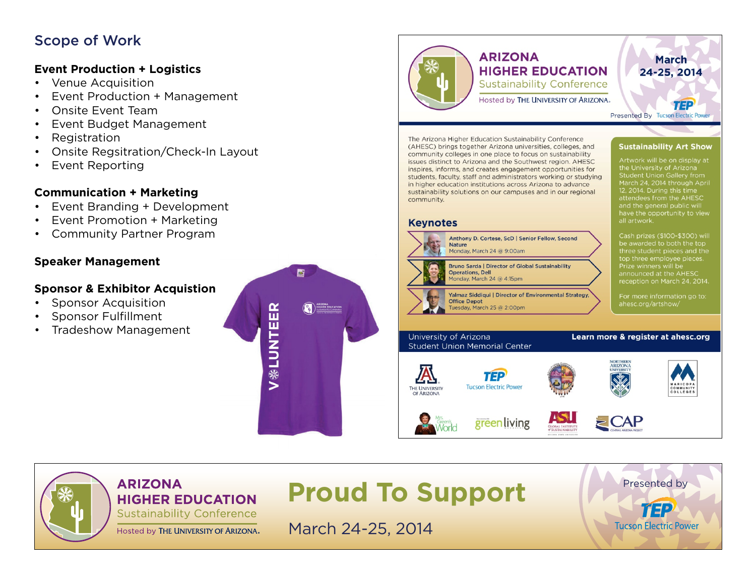## Scope of Work

### Event Production + Logistics

- Venue Acquisition
- Event Production + Management
- Onsite Event Team
- Event Budget Management
- Registration
- Onsite Regsitration/Check-In Layout
- Event Reporting

### Communication + Marketing

- Event Branding + Development
- Event Promotion + Marketing
- Community Partner Program

### Speaker Management

### Sponsor & Exhibitor Acquistion

- Sponsor Acquisition
- Sponsor Fulfillment
- Tradeshow Management

VOLUNTEER

ARIZONA HIGHER EDUCATION Sustainability Conference

Hosted by THE UNIVERSITY OF ARIZONA.

March 24-25, 2014

Presented By TEP Tucson Electric Power

The Arizona Higher Education Sustainability Conference (AHESC) brings together Arizona universities, colleges, and community colleges in one place to focus on sustainability issues distinct to Arizona and the Southwest region. AHESC inspires, informs, and creates engagement opportunities for students, faculty, staff and administrators working or studying in higher education institutions across Arizona to advance sustainability solutions on our campuses and in our regional community.

**Keynotes**

Anthony D. Cortese, ScD | Senior Fellow, Second Nature
Monday, March 24 @ 9:00am

Bruno Sarda | Director of Global Sustainability Operations, Dell
Monday, March 24 @ 4:15pm

Yalmaz Siddiqui | Director of Environmental Strategy, Office Depot
Tuesday, March 25 @ 2:00pm

**Sustainability Art Show**

Artwork will be on display at the University of Arizona Student Union Gallery from March 24, 2014 through April 12, 2014. During this time attendees from the AHESC and the general public will have the opportunity to view all artwork.

Cash prizes ($100-$300) will be awarded to both the top three student pieces and the top three employee pieces. Prize winners will be announced at the AHESC reception on March 24, 2014.

For more information go to: ahesc.org/artshow/

University of Arizona
Student Union Memorial Center

**Learn more & register at ahesc.org**

The University of Arizona | TEP Tucson Electric Power | Northern Arizona University | Maricopa Community Colleges | Mrs. Green's World | greenliving | ASU Global Institute of Sustainability | CAP Central Arizona Project

ARIZONA HIGHER EDUCATION Sustainability Conference

Hosted by THE UNIVERSITY OF ARIZONA.

**Proud To Support**

March 24-25, 2014

Presented by TEP Tucson Electric Power